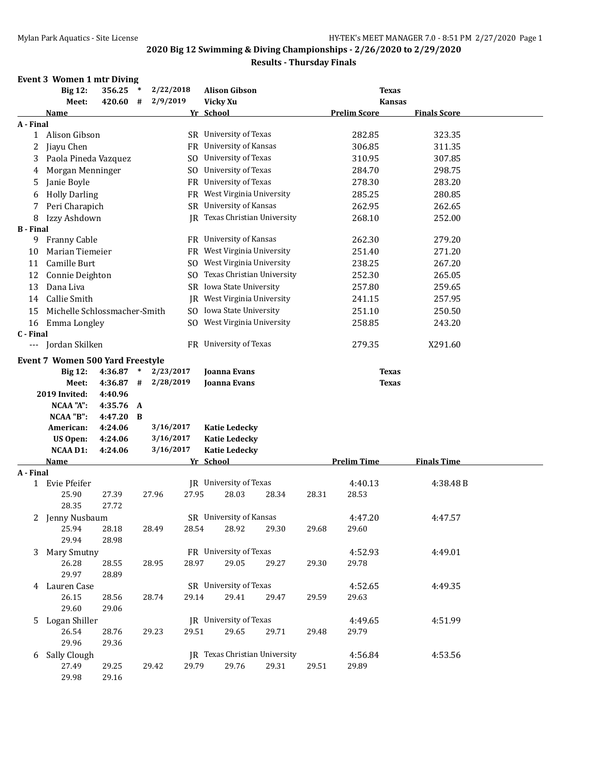## 2020 Big 12 Swimming & Diving Championships - 2/26/2020 to 2/29/2020

### Results - Thursday Finals

### Event 3 Women 1 mtr Diving

| | | | | | |
|---|---|---|---|---|---|
| Big 12: | 356.25 | * | 2/22/2018 | Alison Gibson | Texas |
| Meet: | 420.60 | # | 2/9/2019 | Vicky Xu | Kansas |

| Place | Name | Yr | School | Prelim Score | Finals Score |
|---|---|---|---|---|---|
| **A - Final** | | | | | |
| 1 | Alison Gibson | SR | University of Texas | 282.85 | 323.35 |
| 2 | Jiayu Chen | FR | University of Kansas | 306.85 | 311.35 |
| 3 | Paola Pineda Vazquez | SO | University of Texas | 310.95 | 307.85 |
| 4 | Morgan Menninger | SO | University of Texas | 284.70 | 298.75 |
| 5 | Janie Boyle | FR | University of Texas | 278.30 | 283.20 |
| 6 | Holly Darling | FR | West Virginia University | 285.25 | 280.85 |
| 7 | Peri Charapich | SR | University of Kansas | 262.95 | 262.65 |
| 8 | Izzy Ashdown | JR | Texas Christian University | 268.10 | 252.00 |
| **B - Final** | | | | | |
| 9 | Franny Cable | FR | University of Kansas | 262.30 | 279.20 |
| 10 | Marian Tiemeier | FR | West Virginia University | 251.40 | 271.20 |
| 11 | Camille Burt | SO | West Virginia University | 238.25 | 267.20 |
| 12 | Connie Deighton | SO | Texas Christian University | 252.30 | 265.05 |
| 13 | Dana Liva | SR | Iowa State University | 257.80 | 259.65 |
| 14 | Callie Smith | JR | West Virginia University | 241.15 | 257.95 |
| 15 | Michelle Schlossmacher-Smith | SO | Iowa State University | 251.10 | 250.50 |
| 16 | Emma Longley | SO | West Virginia University | 258.85 | 243.20 |
| **C - Final** | | | | | |
| --- | Jordan Skilken | FR | University of Texas | 279.35 | X291.60 |

### Event 7 Women 500 Yard Freestyle

| | | | | | |
|---|---|---|---|---|---|
| Big 12: | 4:36.87 | * | 2/23/2017 | Joanna Evans | Texas |
| Meet: | 4:36.87 | # | 2/28/2019 | Joanna Evans | Texas |
| 2019 Invited: | 4:40.96 | | | | |
| NCAA "A": | 4:35.76 | A | | | |
| NCAA "B": | 4:47.20 | B | | | |
| American: | 4:24.06 | | 3/16/2017 | Katie Ledecky | |
| US Open: | 4:24.06 | | 3/16/2017 | Katie Ledecky | |
| NCAA D1: | 4:24.06 | | 3/16/2017 | Katie Ledecky | |

| Place | Name | Yr | School | Prelim Time | Finals Time |
|---|---|---|---|---|---|
| **A - Final** | | | | | |
| 1 | Evie Pfeifer | JR | University of Texas | 4:40.13 | 4:38.48 B |
| | 25.90 27.39 27.96 27.95 28.03 28.34 28.31 28.53 28.35 27.72 | | | | |
| 2 | Jenny Nusbaum | SR | University of Kansas | 4:47.20 | 4:47.57 |
| | 25.94 28.18 28.49 28.54 28.92 29.30 29.68 29.60 29.94 28.98 | | | | |
| 3 | Mary Smutny | FR | University of Texas | 4:52.93 | 4:49.01 |
| | 26.28 28.55 28.95 28.97 29.05 29.27 29.30 29.78 29.97 28.89 | | | | |
| 4 | Lauren Case | SR | University of Texas | 4:52.65 | 4:49.35 |
| | 26.15 28.56 28.74 29.14 29.41 29.47 29.59 29.63 29.60 29.06 | | | | |
| 5 | Logan Shiller | JR | University of Texas | 4:49.65 | 4:51.99 |
| | 26.54 28.76 29.23 29.51 29.65 29.71 29.48 29.79 29.96 29.36 | | | | |
| 6 | Sally Clough | JR | Texas Christian University | 4:56.84 | 4:53.56 |
| | 27.49 29.25 29.42 29.79 29.76 29.31 29.51 29.89 29.98 29.16 | | | | |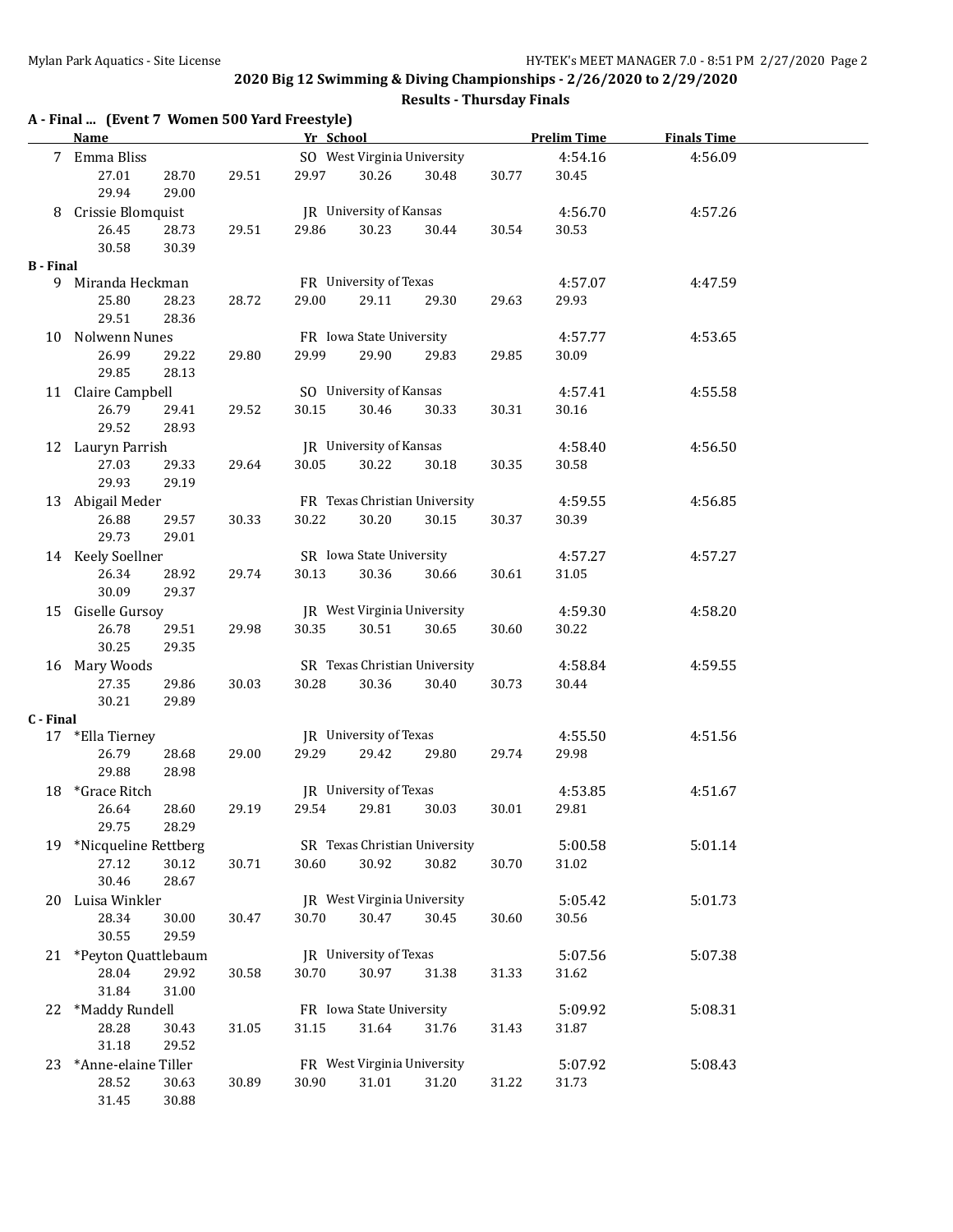**2020 Big 12 Swimming & Diving Championships - 2/26/2020 to 2/29/2020**

**Results - Thursday Finals**

**A - Final ... (Event 7 Women 500 Yard Freestyle)**

| | Name | Yr | School | Prelim Time | Finals Time |
|---|---|---|---|---|---|
| 7 | Emma Bliss | SO | West Virginia University | 4:54.16 | 4:56.09 |
| | 27.01 28.70 29.51 29.97 30.26 30.48 30.77 30.45 29.94 29.00 | | | | |
| 8 | Crissie Blomquist | JR | University of Kansas | 4:56.70 | 4:57.26 |
| | 26.45 28.73 29.51 29.86 30.23 30.44 30.54 30.53 30.58 30.39 | | | | |

**B - Final**

| | Name | Yr | School | Prelim Time | Finals Time |
|---|---|---|---|---|---|
| 9 | Miranda Heckman | FR | University of Texas | 4:57.07 | 4:47.59 |
| | 25.80 28.23 28.72 29.00 29.11 29.30 29.63 29.93 29.51 28.36 | | | | |
| 10 | Nolwenn Nunes | FR | Iowa State University | 4:57.77 | 4:53.65 |
| | 26.99 29.22 29.80 29.99 29.90 29.83 29.85 30.09 29.85 28.13 | | | | |
| 11 | Claire Campbell | SO | University of Kansas | 4:57.41 | 4:55.58 |
| | 26.79 29.41 29.52 30.15 30.46 30.33 30.31 30.16 29.52 28.93 | | | | |
| 12 | Lauryn Parrish | JR | University of Kansas | 4:58.40 | 4:56.50 |
| | 27.03 29.33 29.64 30.05 30.22 30.18 30.35 30.58 29.93 29.19 | | | | |
| 13 | Abigail Meder | FR | Texas Christian University | 4:59.55 | 4:56.85 |
| | 26.88 29.57 30.33 30.22 30.20 30.15 30.37 30.39 29.73 29.01 | | | | |
| 14 | Keely Soellner | SR | Iowa State University | 4:57.27 | 4:57.27 |
| | 26.34 28.92 29.74 30.13 30.36 30.66 30.61 31.05 30.09 29.37 | | | | |
| 15 | Giselle Gursoy | JR | West Virginia University | 4:59.30 | 4:58.20 |
| | 26.78 29.51 29.98 30.35 30.51 30.65 30.60 30.22 30.25 29.35 | | | | |
| 16 | Mary Woods | SR | Texas Christian University | 4:58.84 | 4:59.55 |
| | 27.35 29.86 30.03 30.28 30.36 30.40 30.73 30.44 30.21 29.89 | | | | |

**C - Final**

| | Name | Yr | School | Prelim Time | Finals Time |
|---|---|---|---|---|---|
| 17 | *Ella Tierney | JR | University of Texas | 4:55.50 | 4:51.56 |
| | 26.79 28.68 29.00 29.29 29.42 29.80 29.74 29.98 29.88 28.98 | | | | |
| 18 | *Grace Ritch | JR | University of Texas | 4:53.85 | 4:51.67 |
| | 26.64 28.60 29.19 29.54 29.81 30.03 30.01 29.81 29.75 28.29 | | | | |
| 19 | *Nicqueline Rettberg | SR | Texas Christian University | 5:00.58 | 5:01.14 |
| | 27.12 30.12 30.71 30.60 30.92 30.82 30.70 31.02 30.46 28.67 | | | | |
| 20 | Luisa Winkler | JR | West Virginia University | 5:05.42 | 5:01.73 |
| | 28.34 30.00 30.47 30.70 30.47 30.45 30.60 30.56 30.55 29.59 | | | | |
| 21 | *Peyton Quattlebaum | JR | University of Texas | 5:07.56 | 5:07.38 |
| | 28.04 29.92 30.58 30.70 30.97 31.38 31.33 31.62 31.84 31.00 | | | | |
| 22 | *Maddy Rundell | FR | Iowa State University | 5:09.92 | 5:08.31 |
| | 28.28 30.43 31.05 31.15 31.64 31.76 31.43 31.87 31.18 29.52 | | | | |
| 23 | *Anne-elaine Tiller | FR | West Virginia University | 5:07.92 | 5:08.43 |
| | 28.52 30.63 30.89 30.90 31.01 31.20 31.22 31.73 31.45 30.88 | | | | |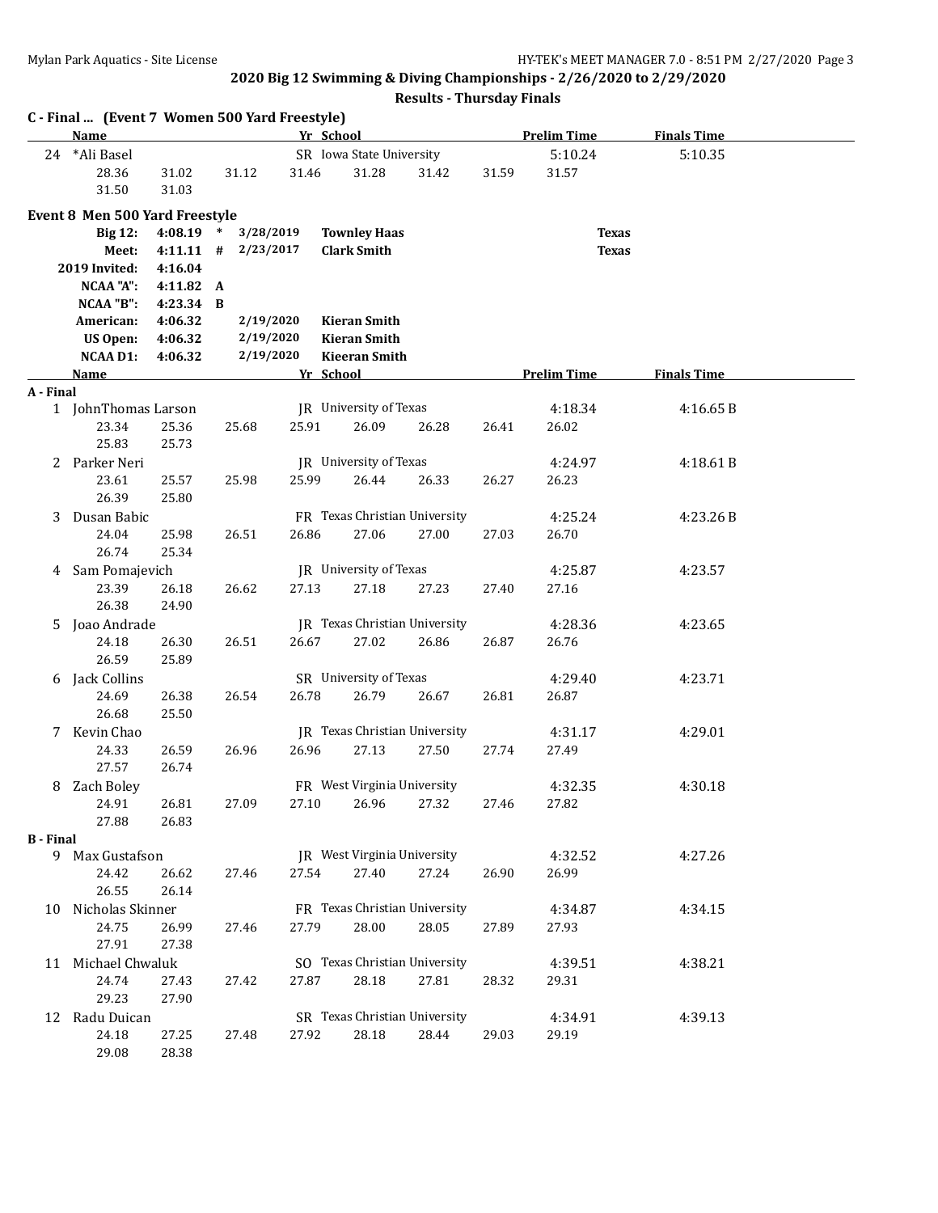## 2020 Big 12 Swimming & Diving Championships - 2/26/2020 to 2/29/2020

### Results - Thursday Finals

**C - Final ... (Event 7 Women 500 Yard Freestyle)**

| | Name | Yr | School | Prelim Time | Finals Time |
|---|---|---|---|---|---|
| 24 | *Ali Basel | SR | Iowa State University | 5:10.24 | 5:10.35 |

28.36 31.02 31.12 31.46 31.28 31.42 31.59 31.57 31.50 31.03

### Event 8 Men 500 Yard Freestyle

| Record | Time | | Date | Name | Team |
|---|---|---|---|---|---|
| Big 12: | 4:08.19 | * | 3/28/2019 | Townley Haas | Texas |
| Meet: | 4:11.11 | # | 2/23/2017 | Clark Smith | Texas |
| 2019 Invited: | 4:16.04 | | | | |
| NCAA "A": | 4:11.82 | A | | | |
| NCAA "B": | 4:23.34 | B | | | |
| American: | 4:06.32 | | 2/19/2020 | Kieran Smith | |
| US Open: | 4:06.32 | | 2/19/2020 | Kieran Smith | |
| NCAA D1: | 4:06.32 | | 2/19/2020 | Kieeran Smith | |

**A - Final**

| | Name | Yr | School | Prelim Time | Finals Time |
|---|---|---|---|---|---|
| 1 | JohnThomas Larson | JR | University of Texas | 4:18.34 | 4:16.65 B |
| | 23.34 25.36 25.68 25.91 26.09 26.28 26.41 26.02 25.83 25.73 | | | | |
| 2 | Parker Neri | JR | University of Texas | 4:24.97 | 4:18.61 B |
| | 23.61 25.57 25.98 25.99 26.44 26.33 26.27 26.23 26.39 25.80 | | | | |
| 3 | Dusan Babic | FR | Texas Christian University | 4:25.24 | 4:23.26 B |
| | 24.04 25.98 26.51 26.86 27.06 27.00 27.03 26.70 26.74 25.34 | | | | |
| 4 | Sam Pomajevich | JR | University of Texas | 4:25.87 | 4:23.57 |
| | 23.39 26.18 26.62 27.13 27.18 27.23 27.40 27.16 26.38 24.90 | | | | |
| 5 | Joao Andrade | JR | Texas Christian University | 4:28.36 | 4:23.65 |
| | 24.18 26.30 26.51 26.67 27.02 26.86 26.87 26.76 26.59 25.89 | | | | |
| 6 | Jack Collins | SR | University of Texas | 4:29.40 | 4:23.71 |
| | 24.69 26.38 26.54 26.78 26.79 26.67 26.81 26.87 26.68 25.50 | | | | |
| 7 | Kevin Chao | JR | Texas Christian University | 4:31.17 | 4:29.01 |
| | 24.33 26.59 26.96 26.96 27.13 27.50 27.74 27.49 27.57 26.74 | | | | |
| 8 | Zach Boley | FR | West Virginia University | 4:32.35 | 4:30.18 |
| | 24.91 26.81 27.09 27.10 26.96 27.32 27.46 27.82 27.88 26.83 | | | | |

**B - Final**

| | Name | Yr | School | Prelim Time | Finals Time |
|---|---|---|---|---|---|
| 9 | Max Gustafson | JR | West Virginia University | 4:32.52 | 4:27.26 |
| | 24.42 26.62 27.46 27.54 27.40 27.24 26.90 26.99 26.55 26.14 | | | | |
| 10 | Nicholas Skinner | FR | Texas Christian University | 4:34.87 | 4:34.15 |
| | 24.75 26.99 27.46 27.79 28.00 28.05 27.89 27.93 27.91 27.38 | | | | |
| 11 | Michael Chwaluk | SO | Texas Christian University | 4:39.51 | 4:38.21 |
| | 24.74 27.43 27.42 27.87 28.18 27.81 28.32 29.31 29.23 27.90 | | | | |
| 12 | Radu Duican | SR | Texas Christian University | 4:34.91 | 4:39.13 |
| | 24.18 27.25 27.48 27.92 28.18 28.44 29.03 29.19 29.08 28.38 | | | | |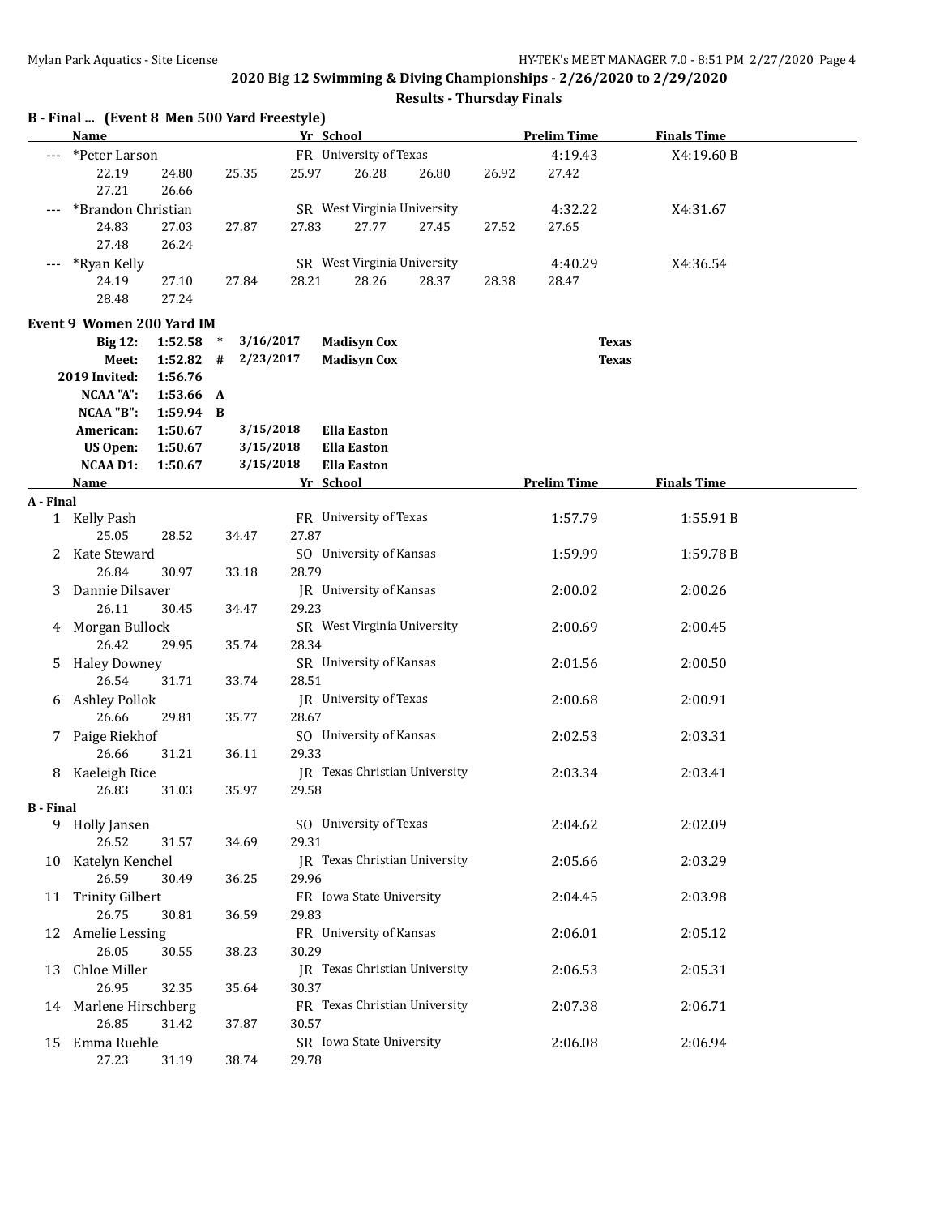## 2020 Big 12 Swimming & Diving Championships - 2/26/2020 to 2/29/2020

### Results - Thursday Finals

**B - Final ... (Event 8 Men 500 Yard Freestyle)**

| | Name | Yr | School | Prelim Time | Finals Time |
|---|---|---|---|---|---|
| --- | *Peter Larson | FR | University of Texas | 4:19.43 | X4:19.60 B |
| | 22.19 24.80 25.35 25.97 26.28 26.80 26.92 27.42 27.21 26.66 | | | | |
| --- | *Brandon Christian | SR | West Virginia University | 4:32.22 | X4:31.67 |
| | 24.83 27.03 27.87 27.83 27.77 27.45 27.52 27.65 27.48 26.24 | | | | |
| --- | *Ryan Kelly | SR | West Virginia University | 4:40.29 | X4:36.54 |
| | 24.19 27.10 27.84 28.21 28.26 28.37 28.38 28.47 28.48 27.24 | | | | |

**Event 9 Women 200 Yard IM**

| | Time | | Date | Name | School |
|---|---|---|---|---|---|
| Big 12: | 1:52.58 | * | 3/16/2017 | Madisyn Cox | Texas |
| Meet: | 1:52.82 | # | 2/23/2017 | Madisyn Cox | Texas |
| 2019 Invited: | 1:56.76 | | | | |
| NCAA "A": | 1:53.66 | A | | | |
| NCAA "B": | 1:59.94 | B | | | |
| American: | 1:50.67 | | 3/15/2018 | Ella Easton | |
| US Open: | 1:50.67 | | 3/15/2018 | Ella Easton | |
| NCAA D1: | 1:50.67 | | 3/15/2018 | Ella Easton | |

| | Name | Yr | School | Prelim Time | Finals Time |
|---|---|---|---|---|---|
| **A - Final** | | | | | |
| 1 | Kelly Pash | FR | University of Texas | 1:57.79 | 1:55.91 B |
| | 25.05 28.52 34.47 27.87 | | | | |
| 2 | Kate Steward | SO | University of Kansas | 1:59.99 | 1:59.78 B |
| | 26.84 30.97 33.18 28.79 | | | | |
| 3 | Dannie Dilsaver | JR | University of Kansas | 2:00.02 | 2:00.26 |
| | 26.11 30.45 34.47 29.23 | | | | |
| 4 | Morgan Bullock | SR | West Virginia University | 2:00.69 | 2:00.45 |
| | 26.42 29.95 35.74 28.34 | | | | |
| 5 | Haley Downey | SR | University of Kansas | 2:01.56 | 2:00.50 |
| | 26.54 31.71 33.74 28.51 | | | | |
| 6 | Ashley Pollok | JR | University of Texas | 2:00.68 | 2:00.91 |
| | 26.66 29.81 35.77 28.67 | | | | |
| 7 | Paige Riekhof | SO | University of Kansas | 2:02.53 | 2:03.31 |
| | 26.66 31.21 36.11 29.33 | | | | |
| 8 | Kaeleigh Rice | JR | Texas Christian University | 2:03.34 | 2:03.41 |
| | 26.83 31.03 35.97 29.58 | | | | |
| **B - Final** | | | | | |
| 9 | Holly Jansen | SO | University of Texas | 2:04.62 | 2:02.09 |
| | 26.52 31.57 34.69 29.31 | | | | |
| 10 | Katelyn Kenchel | JR | Texas Christian University | 2:05.66 | 2:03.29 |
| | 26.59 30.49 36.25 29.96 | | | | |
| 11 | Trinity Gilbert | FR | Iowa State University | 2:04.45 | 2:03.98 |
| | 26.75 30.81 36.59 29.83 | | | | |
| 12 | Amelie Lessing | FR | University of Kansas | 2:06.01 | 2:05.12 |
| | 26.05 30.55 38.23 30.29 | | | | |
| 13 | Chloe Miller | JR | Texas Christian University | 2:06.53 | 2:05.31 |
| | 26.95 32.35 35.64 30.37 | | | | |
| 14 | Marlene Hirschberg | FR | Texas Christian University | 2:07.38 | 2:06.71 |
| | 26.85 31.42 37.87 30.57 | | | | |
| 15 | Emma Ruehle | SR | Iowa State University | 2:06.08 | 2:06.94 |
| | 27.23 31.19 38.74 29.78 | | | | |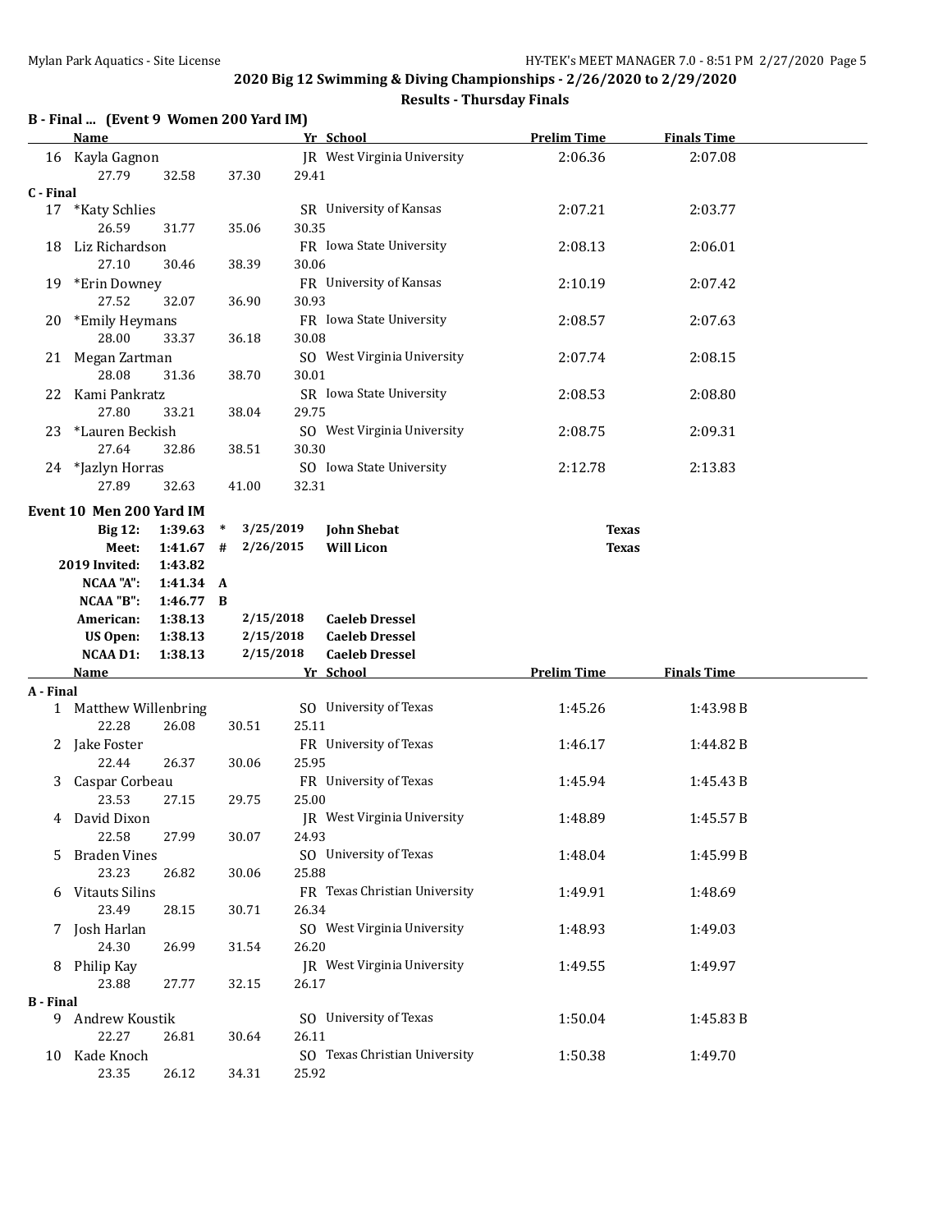## 2020 Big 12 Swimming & Diving Championships - 2/26/2020 to 2/29/2020

### Results - Thursday Finals

**B - Final ... (Event 9 Women 200 Yard IM)**

| | Name | Yr | School | Prelim Time | Finals Time |
|---|---|---|---|---|---|
| 16 | Kayla Gagnon | JR | West Virginia University | 2:06.36 | 2:07.08 |
| | 27.79 32.58 37.30 29.41 | | | | |
| **C - Final** | | | | | |
| 17 | *Katy Schlies | SR | University of Kansas | 2:07.21 | 2:03.77 |
| | 26.59 31.77 35.06 30.35 | | | | |
| 18 | Liz Richardson | FR | Iowa State University | 2:08.13 | 2:06.01 |
| | 27.10 30.46 38.39 30.06 | | | | |
| 19 | *Erin Downey | FR | University of Kansas | 2:10.19 | 2:07.42 |
| | 27.52 32.07 36.90 30.93 | | | | |
| 20 | *Emily Heymans | FR | Iowa State University | 2:08.57 | 2:07.63 |
| | 28.00 33.37 36.18 30.08 | | | | |
| 21 | Megan Zartman | SO | West Virginia University | 2:07.74 | 2:08.15 |
| | 28.08 31.36 38.70 30.01 | | | | |
| 22 | Kami Pankratz | SR | Iowa State University | 2:08.53 | 2:08.80 |
| | 27.80 33.21 38.04 29.75 | | | | |
| 23 | *Lauren Beckish | SO | West Virginia University | 2:08.75 | 2:09.31 |
| | 27.64 32.86 38.51 30.30 | | | | |
| 24 | *Jazlyn Horras | SO | Iowa State University | 2:12.78 | 2:13.83 |
| | 27.89 32.63 41.00 32.31 | | | | |

**Event 10 Men 200 Yard IM**

| | | | | | |
|---|---|---|---|---|---|
| Big 12: | 1:39.63 | * | 3/25/2019 | John Shebat | Texas |
| Meet: | 1:41.67 | # | 2/26/2015 | Will Licon | Texas |
| 2019 Invited: | 1:43.82 | | | | |
| NCAA "A": | 1:41.34 | A | | | |
| NCAA "B": | 1:46.77 | B | | | |
| American: | 1:38.13 | | 2/15/2018 | Caeleb Dressel | |
| US Open: | 1:38.13 | | 2/15/2018 | Caeleb Dressel | |
| NCAA D1: | 1:38.13 | | 2/15/2018 | Caeleb Dressel | |

| | Name | Yr | School | Prelim Time | Finals Time |
|---|---|---|---|---|---|
| **A - Final** | | | | | |
| 1 | Matthew Willenbring | SO | University of Texas | 1:45.26 | 1:43.98 B |
| | 22.28 26.08 30.51 25.11 | | | | |
| 2 | Jake Foster | FR | University of Texas | 1:46.17 | 1:44.82 B |
| | 22.44 26.37 30.06 25.95 | | | | |
| 3 | Caspar Corbeau | FR | University of Texas | 1:45.94 | 1:45.43 B |
| | 23.53 27.15 29.75 25.00 | | | | |
| 4 | David Dixon | JR | West Virginia University | 1:48.89 | 1:45.57 B |
| | 22.58 27.99 30.07 24.93 | | | | |
| 5 | Braden Vines | SO | University of Texas | 1:48.04 | 1:45.99 B |
| | 23.23 26.82 30.06 25.88 | | | | |
| 6 | Vitauts Silins | FR | Texas Christian University | 1:49.91 | 1:48.69 |
| | 23.49 28.15 30.71 26.34 | | | | |
| 7 | Josh Harlan | SO | West Virginia University | 1:48.93 | 1:49.03 |
| | 24.30 26.99 31.54 26.20 | | | | |
| 8 | Philip Kay | JR | West Virginia University | 1:49.55 | 1:49.97 |
| | 23.88 27.77 32.15 26.17 | | | | |
| **B - Final** | | | | | |
| 9 | Andrew Koustik | SO | University of Texas | 1:50.04 | 1:45.83 B |
| | 22.27 26.81 30.64 26.11 | | | | |
| 10 | Kade Knoch | SO | Texas Christian University | 1:50.38 | 1:49.70 |
| | 23.35 26.12 34.31 25.92 | | | | |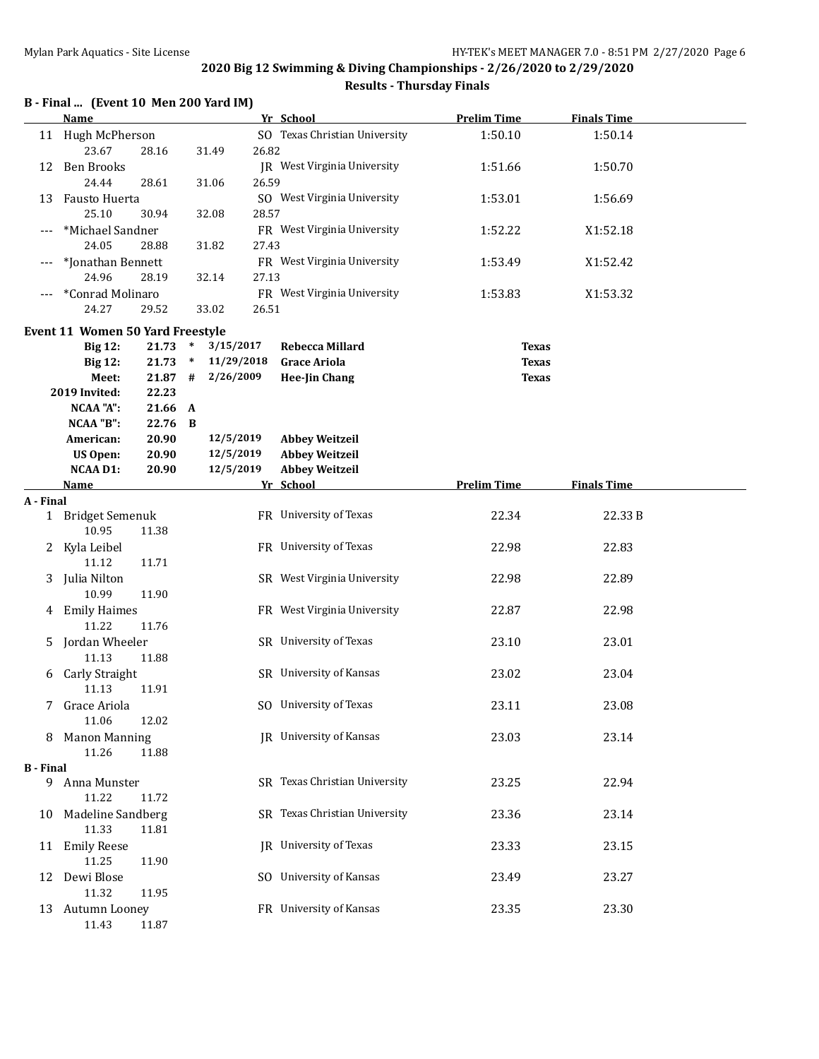**2020 Big 12 Swimming & Diving Championships - 2/26/2020 to 2/29/2020**

**Results - Thursday Finals**

### B - Final ... (Event 10 Men 200 Yard IM)

| | Name | Yr | School | Prelim Time | Finals Time |
|---|---|---|---|---|---|
| 11 | Hugh McPherson | SO | Texas Christian University | 1:50.10 | 1:50.14 |
| | 23.67 28.16 31.49 26.82 | | | | |
| 12 | Ben Brooks | JR | West Virginia University | 1:51.66 | 1:50.70 |
| | 24.44 28.61 31.06 26.59 | | | | |
| 13 | Fausto Huerta | SO | West Virginia University | 1:53.01 | 1:56.69 |
| | 25.10 30.94 32.08 28.57 | | | | |
| --- | *Michael Sandner | FR | West Virginia University | 1:52.22 | X1:52.18 |
| | 24.05 28.88 31.82 27.43 | | | | |
| --- | *Jonathan Bennett | FR | West Virginia University | 1:53.49 | X1:52.42 |
| | 24.96 28.19 32.14 27.13 | | | | |
| --- | *Conrad Molinaro | FR | West Virginia University | 1:53.83 | X1:53.32 |
| | 24.27 29.52 33.02 26.51 | | | | |

### Event 11 Women 50 Yard Freestyle

| | Time | | Date | Name | School |
|---|---|---|---|---|---|
| **Big 12:** | **21.73** | * | **3/15/2017** | **Rebecca Millard** | **Texas** |
| **Big 12:** | **21.73** | * | **11/29/2018** | **Grace Ariola** | **Texas** |
| **Meet:** | **21.87** | # | **2/26/2009** | **Hee-Jin Chang** | **Texas** |
| **2019 Invited:** | **22.23** | | | | |
| **NCAA "A":** | **21.66** | A | | | |
| **NCAA "B":** | **22.76** | B | | | |
| **American:** | **20.90** | | **12/5/2019** | **Abbey Weitzeil** | |
| **US Open:** | **20.90** | | **12/5/2019** | **Abbey Weitzeil** | |
| **NCAA D1:** | **20.90** | | **12/5/2019** | **Abbey Weitzeil** | |

| | Name | Yr | School | Prelim Time | Finals Time |
|---|---|---|---|---|---|
| **A - Final** | | | | | |
| 1 | Bridget Semenuk | FR | University of Texas | 22.34 | 22.33 B |
| | 10.95 11.38 | | | | |
| 2 | Kyla Leibel | FR | University of Texas | 22.98 | 22.83 |
| | 11.12 11.71 | | | | |
| 3 | Julia Nilton | SR | West Virginia University | 22.98 | 22.89 |
| | 10.99 11.90 | | | | |
| 4 | Emily Haimes | FR | West Virginia University | 22.87 | 22.98 |
| | 11.22 11.76 | | | | |
| 5 | Jordan Wheeler | SR | University of Texas | 23.10 | 23.01 |
| | 11.13 11.88 | | | | |
| 6 | Carly Straight | SR | University of Kansas | 23.02 | 23.04 |
| | 11.13 11.91 | | | | |
| 7 | Grace Ariola | SO | University of Texas | 23.11 | 23.08 |
| | 11.06 12.02 | | | | |
| 8 | Manon Manning | JR | University of Kansas | 23.03 | 23.14 |
| | 11.26 11.88 | | | | |
| **B - Final** | | | | | |
| 9 | Anna Munster | SR | Texas Christian University | 23.25 | 22.94 |
| | 11.22 11.72 | | | | |
| 10 | Madeline Sandberg | SR | Texas Christian University | 23.36 | 23.14 |
| | 11.33 11.81 | | | | |
| 11 | Emily Reese | JR | University of Texas | 23.33 | 23.15 |
| | 11.25 11.90 | | | | |
| 12 | Dewi Blose | SO | University of Kansas | 23.49 | 23.27 |
| | 11.32 11.95 | | | | |
| 13 | Autumn Looney | FR | University of Kansas | 23.35 | 23.30 |
| | 11.43 11.87 | | | | |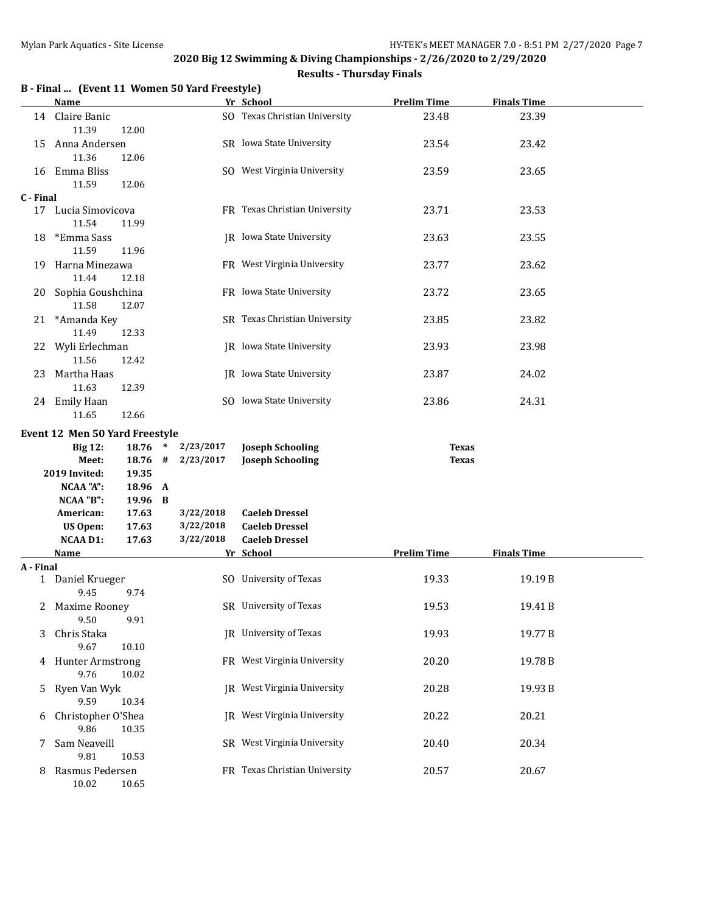## 2020 Big 12 Swimming & Diving Championships - 2/26/2020 to 2/29/2020

### Results - Thursday Finals

**B - Final ... (Event 11 Women 50 Yard Freestyle)**

| | Name | Yr | School | Prelim Time | Finals Time |
|---|---|---|---|---|---|
| 14 | Claire Banic | SO | Texas Christian University | 23.48 | 23.39 |
| | 11.39 12.00 | | | | |
| 15 | Anna Andersen | SR | Iowa State University | 23.54 | 23.42 |
| | 11.36 12.06 | | | | |
| 16 | Emma Bliss | SO | West Virginia University | 23.59 | 23.65 |
| | 11.59 12.06 | | | | |
| **C - Final** | | | | | |
| 17 | Lucia Simovicova | FR | Texas Christian University | 23.71 | 23.53 |
| | 11.54 11.99 | | | | |
| 18 | *Emma Sass | JR | Iowa State University | 23.63 | 23.55 |
| | 11.59 11.96 | | | | |
| 19 | Harna Minezawa | FR | West Virginia University | 23.77 | 23.62 |
| | 11.44 12.18 | | | | |
| 20 | Sophia Goushchina | FR | Iowa State University | 23.72 | 23.65 |
| | 11.58 12.07 | | | | |
| 21 | *Amanda Key | SR | Texas Christian University | 23.85 | 23.82 |
| | 11.49 12.33 | | | | |
| 22 | Wyli Erlechman | JR | Iowa State University | 23.93 | 23.98 |
| | 11.56 12.42 | | | | |
| 23 | Martha Haas | JR | Iowa State University | 23.87 | 24.02 |
| | 11.63 12.39 | | | | |
| 24 | Emily Haan | SO | Iowa State University | 23.86 | 24.31 |
| | 11.65 12.66 | | | | |

**Event 12 Men 50 Yard Freestyle**

| | Time | | Date | Name | Team |
|---|---|---|---|---|---|
| Big 12: | 18.76 | * | 2/23/2017 | Joseph Schooling | Texas |
| Meet: | 18.76 | # | 2/23/2017 | Joseph Schooling | Texas |
| 2019 Invited: | 19.35 | | | | |
| NCAA "A": | 18.96 | A | | | |
| NCAA "B": | 19.96 | B | | | |
| American: | 17.63 | | 3/22/2018 | Caeleb Dressel | |
| US Open: | 17.63 | | 3/22/2018 | Caeleb Dressel | |
| NCAA D1: | 17.63 | | 3/22/2018 | Caeleb Dressel | |

| | Name | Yr | School | Prelim Time | Finals Time |
|---|---|---|---|---|---|
| **A - Final** | | | | | |
| 1 | Daniel Krueger | SO | University of Texas | 19.33 | 19.19 B |
| | 9.45 9.74 | | | | |
| 2 | Maxime Rooney | SR | University of Texas | 19.53 | 19.41 B |
| | 9.50 9.91 | | | | |
| 3 | Chris Staka | JR | University of Texas | 19.93 | 19.77 B |
| | 9.67 10.10 | | | | |
| 4 | Hunter Armstrong | FR | West Virginia University | 20.20 | 19.78 B |
| | 9.76 10.02 | | | | |
| 5 | Ryen Van Wyk | JR | West Virginia University | 20.28 | 19.93 B |
| | 9.59 10.34 | | | | |
| 6 | Christopher O'Shea | JR | West Virginia University | 20.22 | 20.21 |
| | 9.86 10.35 | | | | |
| 7 | Sam Neaveill | SR | West Virginia University | 20.40 | 20.34 |
| | 9.81 10.53 | | | | |
| 8 | Rasmus Pedersen | FR | Texas Christian University | 20.57 | 20.67 |
| | 10.02 10.65 | | | | |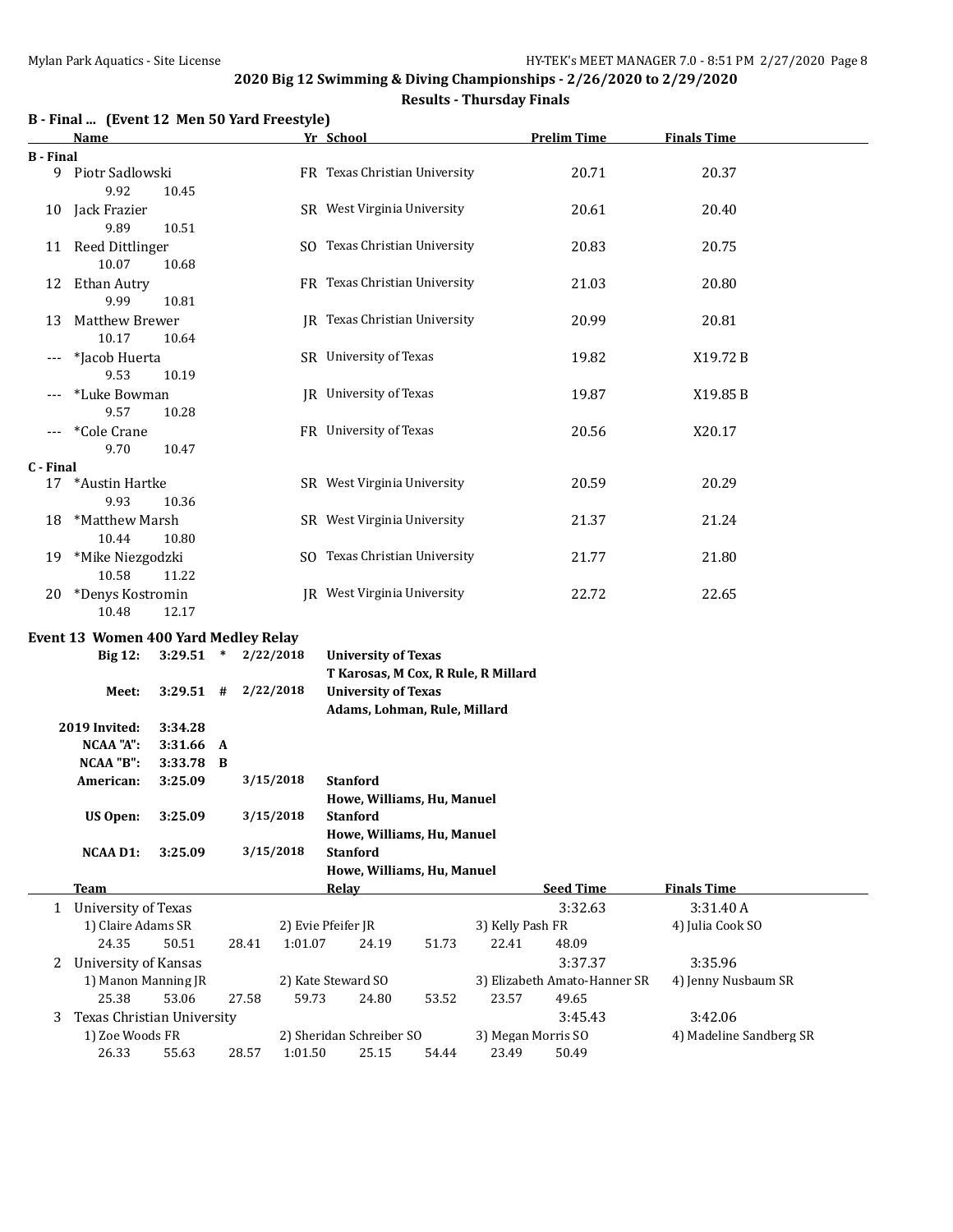**2020 Big 12 Swimming & Diving Championships - 2/26/2020 to 2/29/2020**

**Results - Thursday Finals**

## B - Final ... (Event 12 Men 50 Yard Freestyle)

| | Name | Yr | School | Prelim Time | Finals Time |
|---|---|---|---|---|---|
| **B - Final** | | | | | |
| 9 | Piotr Sadlowski | FR | Texas Christian University | 20.71 | 20.37 |
| | 9.92 10.45 | | | | |
| 10 | Jack Frazier | SR | West Virginia University | 20.61 | 20.40 |
| | 9.89 10.51 | | | | |
| 11 | Reed Dittlinger | SO | Texas Christian University | 20.83 | 20.75 |
| | 10.07 10.68 | | | | |
| 12 | Ethan Autry | FR | Texas Christian University | 21.03 | 20.80 |
| | 9.99 10.81 | | | | |
| 13 | Matthew Brewer | JR | Texas Christian University | 20.99 | 20.81 |
| | 10.17 10.64 | | | | |
| --- | *Jacob Huerta | SR | University of Texas | 19.82 | X19.72 B |
| | 9.53 10.19 | | | | |
| --- | *Luke Bowman | JR | University of Texas | 19.87 | X19.85 B |
| | 9.57 10.28 | | | | |
| --- | *Cole Crane | FR | University of Texas | 20.56 | X20.17 |
| | 9.70 10.47 | | | | |
| **C - Final** | | | | | |
| 17 | *Austin Hartke | SR | West Virginia University | 20.59 | 20.29 |
| | 9.93 10.36 | | | | |
| 18 | *Matthew Marsh | SR | West Virginia University | 21.37 | 21.24 |
| | 10.44 10.80 | | | | |
| 19 | *Mike Niezgodzki | SO | Texas Christian University | 21.77 | 21.80 |
| | 10.58 11.22 | | | | |
| 20 | *Denys Kostromin | JR | West Virginia University | 22.72 | 22.65 |
| | 10.48 12.17 | | | | |

## Event 13 Women 400 Yard Medley Relay

| Record | Time | | Date | Team / Relay |
|---|---|---|---|---|
| **Big 12:** | 3:29.51 | * | 2/22/2018 | **University of Texas** — **T Karosas, M Cox, R Rule, R Millard** |
| **Meet:** | 3:29.51 | # | 2/22/2018 | **University of Texas** — **Adams, Lohman, Rule, Millard** |
| **2019 Invited:** | 3:34.28 | | | |
| **NCAA "A":** | 3:31.66 | A | | |
| **NCAA "B":** | 3:33.78 | B | | |
| **American:** | 3:25.09 | | 3/15/2018 | **Stanford** — **Howe, Williams, Hu, Manuel** |
| **US Open:** | 3:25.09 | | 3/15/2018 | **Stanford** — **Howe, Williams, Hu, Manuel** |
| **NCAA D1:** | 3:25.09 | | 3/15/2018 | **Stanford** — **Howe, Williams, Hu, Manuel** |

| | Team | Relay | Seed Time | Finals Time |
|---|---|---|---|---|
| 1 | University of Texas | | 3:32.63 | 3:31.40 A |
| | 1) Claire Adams SR, 2) Evie Pfeifer JR, 3) Kelly Pash FR, 4) Julia Cook SO | | | |
| | 24.35 50.51 28.41 1:01.07 24.19 51.73 22.41 48.09 | | | |
| 2 | University of Kansas | | 3:37.37 | 3:35.96 |
| | 1) Manon Manning JR, 2) Kate Steward SO, 3) Elizabeth Amato-Hanner SR, 4) Jenny Nusbaum SR | | | |
| | 25.38 53.06 27.58 59.73 24.80 53.52 23.57 49.65 | | | |
| 3 | Texas Christian University | | 3:45.43 | 3:42.06 |
| | 1) Zoe Woods FR, 2) Sheridan Schreiber SO, 3) Megan Morris SO, 4) Madeline Sandberg SR | | | |
| | 26.33 55.63 28.57 1:01.50 25.15 54.44 23.49 50.49 | | | |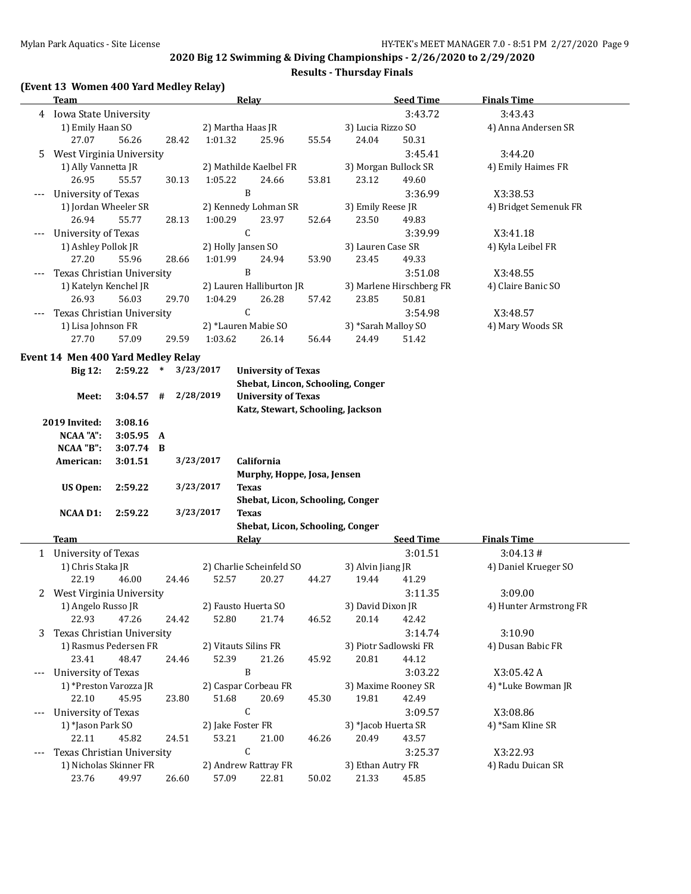## 2020 Big 12 Swimming & Diving Championships - 2/26/2020 to 2/29/2020

### Results - Thursday Finals

### (Event 13 Women 400 Yard Medley Relay)

| | Team | Relay | Seed Time | Finals Time |
|---|---|---|---|---|
| 4 | Iowa State University | | 3:43.72 | 3:43.43 |
| | 1) Emily Haan SO | 2) Martha Haas JR | 3) Lucia Rizzo SO | 4) Anna Andersen SR |
| | 27.07 56.26 28.42 1:01.32 | 25.96 55.54 | 24.04 50.31 | |
| 5 | West Virginia University | | 3:45.41 | 3:44.20 |
| | 1) Ally Vannetta JR | 2) Mathilde Kaelbel FR | 3) Morgan Bullock SR | 4) Emily Haimes FR |
| | 26.95 55.57 30.13 1:05.22 | 24.66 53.81 | 23.12 49.60 | |
| --- | University of Texas | B | 3:36.99 | X3:38.53 |
| | 1) Jordan Wheeler SR | 2) Kennedy Lohman SR | 3) Emily Reese JR | 4) Bridget Semenuk FR |
| | 26.94 55.77 28.13 1:00.29 | 23.97 52.64 | 23.50 49.83 | |
| --- | University of Texas | C | 3:39.99 | X3:41.18 |
| | 1) Ashley Pollok JR | 2) Holly Jansen SO | 3) Lauren Case SR | 4) Kyla Leibel FR |
| | 27.20 55.96 28.66 1:01.99 | 24.94 53.90 | 23.45 49.33 | |
| --- | Texas Christian University | B | 3:51.08 | X3:48.55 |
| | 1) Katelyn Kenchel JR | 2) Lauren Halliburton JR | 3) Marlene Hirschberg FR | 4) Claire Banic SO |
| | 26.93 56.03 29.70 1:04.29 | 26.28 57.42 | 23.85 50.81 | |
| --- | Texas Christian University | C | 3:54.98 | X3:48.57 |
| | 1) Lisa Johnson FR | 2) *Lauren Mabie SO | 3) *Sarah Malloy SO | 4) Mary Woods SR |
| | 27.70 57.09 29.59 1:03.62 | 26.14 56.44 | 24.49 51.42 | |

### Event 14 Men 400 Yard Medley Relay

| | | | | |
|---|---|---|---|---|
| Big 12: | 2:59.22 * | 3/23/2017 | University of Texas | Shebat, Lincon, Schooling, Conger |
| Meet: | 3:04.57 # | 2/28/2019 | University of Texas | Katz, Stewart, Schooling, Jackson |
| 2019 Invited: | 3:08.16 | | | |
| NCAA "A": | 3:05.95 A | | | |
| NCAA "B": | 3:07.74 B | | | |
| American: | 3:01.51 | 3/23/2017 | California | Murphy, Hoppe, Josa, Jensen |
| US Open: | 2:59.22 | 3/23/2017 | Texas | Shebat, Licon, Schooling, Conger |
| NCAA D1: | 2:59.22 | 3/23/2017 | Texas | Shebat, Licon, Schooling, Conger |

| | Team | Relay | Seed Time | Finals Time |
|---|---|---|---|---|
| 1 | University of Texas | | 3:01.51 | 3:04.13 # |
| | 1) Chris Staka JR | 2) Charlie Scheinfeld SO | 3) Alvin Jiang JR | 4) Daniel Krueger SO |
| | 22.19 46.00 24.46 52.57 | 20.27 44.27 | 19.44 41.29 | |
| 2 | West Virginia University | | 3:11.35 | 3:09.00 |
| | 1) Angelo Russo JR | 2) Fausto Huerta SO | 3) David Dixon JR | 4) Hunter Armstrong FR |
| | 22.93 47.26 24.42 52.80 | 21.74 46.52 | 20.14 42.42 | |
| 3 | Texas Christian University | | 3:14.74 | 3:10.90 |
| | 1) Rasmus Pedersen FR | 2) Vitauts Silins FR | 3) Piotr Sadlowski FR | 4) Dusan Babic FR |
| | 23.41 48.47 24.46 52.39 | 21.26 45.92 | 20.81 44.12 | |
| --- | University of Texas | B | 3:03.22 | X3:05.42 A |
| | 1) *Preston Varozza JR | 2) Caspar Corbeau FR | 3) Maxime Rooney SR | 4) *Luke Bowman JR |
| | 22.10 45.95 23.80 51.68 | 20.69 45.30 | 19.81 42.49 | |
| --- | University of Texas | C | 3:09.57 | X3:08.86 |
| | 1) *Jason Park SO | 2) Jake Foster FR | 3) *Jacob Huerta SR | 4) *Sam Kline SR |
| | 22.11 45.82 24.51 53.21 | 21.00 46.26 | 20.49 43.57 | |
| --- | Texas Christian University | C | 3:25.37 | X3:22.93 |
| | 1) Nicholas Skinner FR | 2) Andrew Rattray FR | 3) Ethan Autry FR | 4) Radu Duican SR |
| | 23.76 49.97 26.60 57.09 | 22.81 50.02 | 21.33 45.85 | |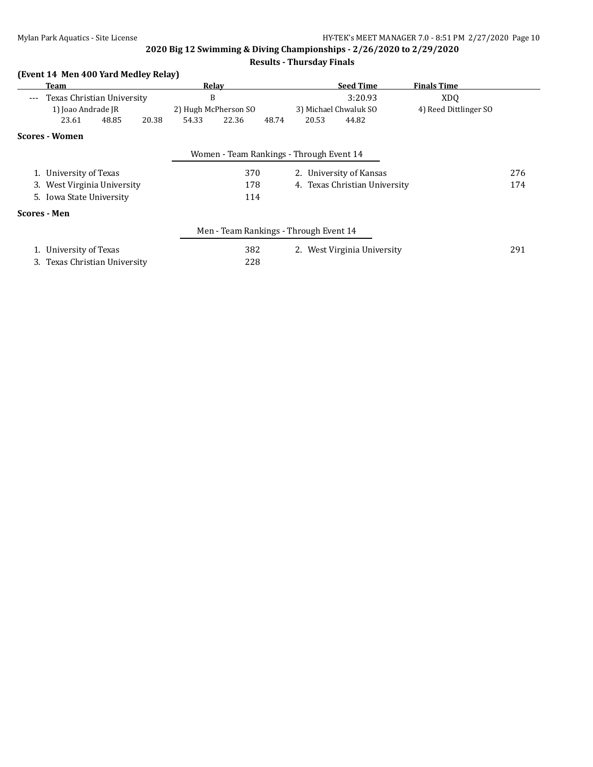2020 Big 12 Swimming & Diving Championships - 2/26/2020 to 2/29/2020

Results - Thursday Finals

**(Event 14 Men 400 Yard Medley Relay)**

| | Team | Relay | Seed Time | Finals Time |
|---|---|---|---|---|
| --- | Texas Christian University | B | 3:20.93 | XDQ |

1) Joao Andrade JR 2) Hugh McPherson SO 3) Michael Chwaluk SO 4) Reed Dittlinger SO

23.61 48.85 20.38 54.33 22.36 48.74 20.53 44.82

## Scores - Women

Women - Team Rankings - Through Event 14

| | | | |
|---|---|---|---|
| 1. University of Texas | 370 | 2. University of Kansas | 276 |
| 3. West Virginia University | 178 | 4. Texas Christian University | 174 |
| 5. Iowa State University | 114 | | |

## Scores - Men

Men - Team Rankings - Through Event 14

| | | | |
|---|---|---|---|
| 1. University of Texas | 382 | 2. West Virginia University | 291 |
| 3. Texas Christian University | 228 | | |